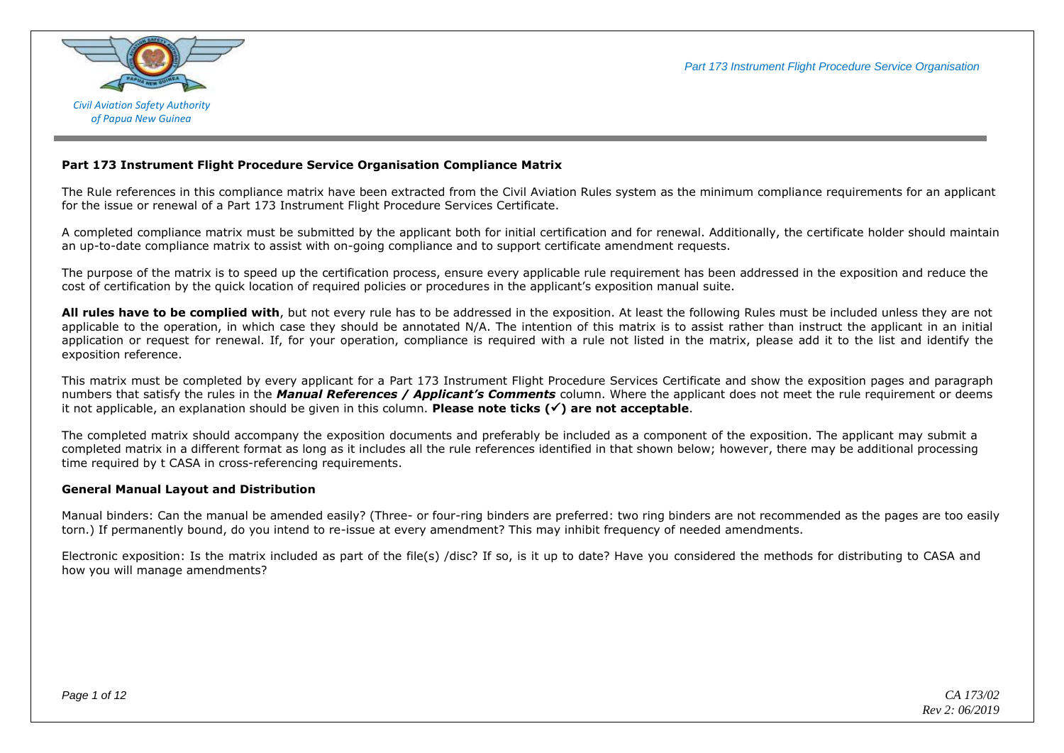## Part 173 Instrument Flight Procedure Service Organisation Compliance Matrix

The Rule references in this compliance matrix have been extracted from the Civil Aviation Rules system as the minimum compliance requirements for an applicant for the issue or renewal of a Part 173 Instrument Flight Procedure Services Certificate.

A completed compliance matrix must be submitted by the applicant both for initial certification and for renewal. Additionally, the certificate holder should maintain an up-to-date compliance matrix to assist with on-going compliance and to support certificate amendment requests.

The purpose of the matrix is to speed up the certification process, ensure every applicable rule requirement has been addressed in the exposition and reduce the cost of certification by the quick location of required policies or procedures in the applicant's exposition manual suite.

**All rules have to be complied with**, but not every rule has to be addressed in the exposition. At least the following Rules must be included unless they are not applicable to the operation, in which case they should be annotated N/A. The intention of this matrix is to assist rather than instruct the applicant in an initial application or request for renewal. If, for your operation, compliance is required with a rule not listed in the matrix, please add it to the list and identify the exposition reference.

This matrix must be completed by every applicant for a Part 173 Instrument Flight Procedure Services Certificate and show the exposition pages and paragraph numbers that satisfy the rules in the ***Manual References / Applicant's Comments*** column. Where the applicant does not meet the rule requirement or deems it not applicable, an explanation should be given in this column. **Please note ticks (✓) are not acceptable**.

The completed matrix should accompany the exposition documents and preferably be included as a component of the exposition. The applicant may submit a completed matrix in a different format as long as it includes all the rule references identified in that shown below; however, there may be additional processing time required by t CASA in cross-referencing requirements.

### General Manual Layout and Distribution

Manual binders: Can the manual be amended easily? (Three- or four-ring binders are preferred: two ring binders are not recommended as the pages are too easily torn.) If permanently bound, do you intend to re-issue at every amendment? This may inhibit frequency of needed amendments.

Electronic exposition: Is the matrix included as part of the file(s) /disc? If so, is it up to date? Have you considered the methods for distributing to CASA and how you will manage amendments?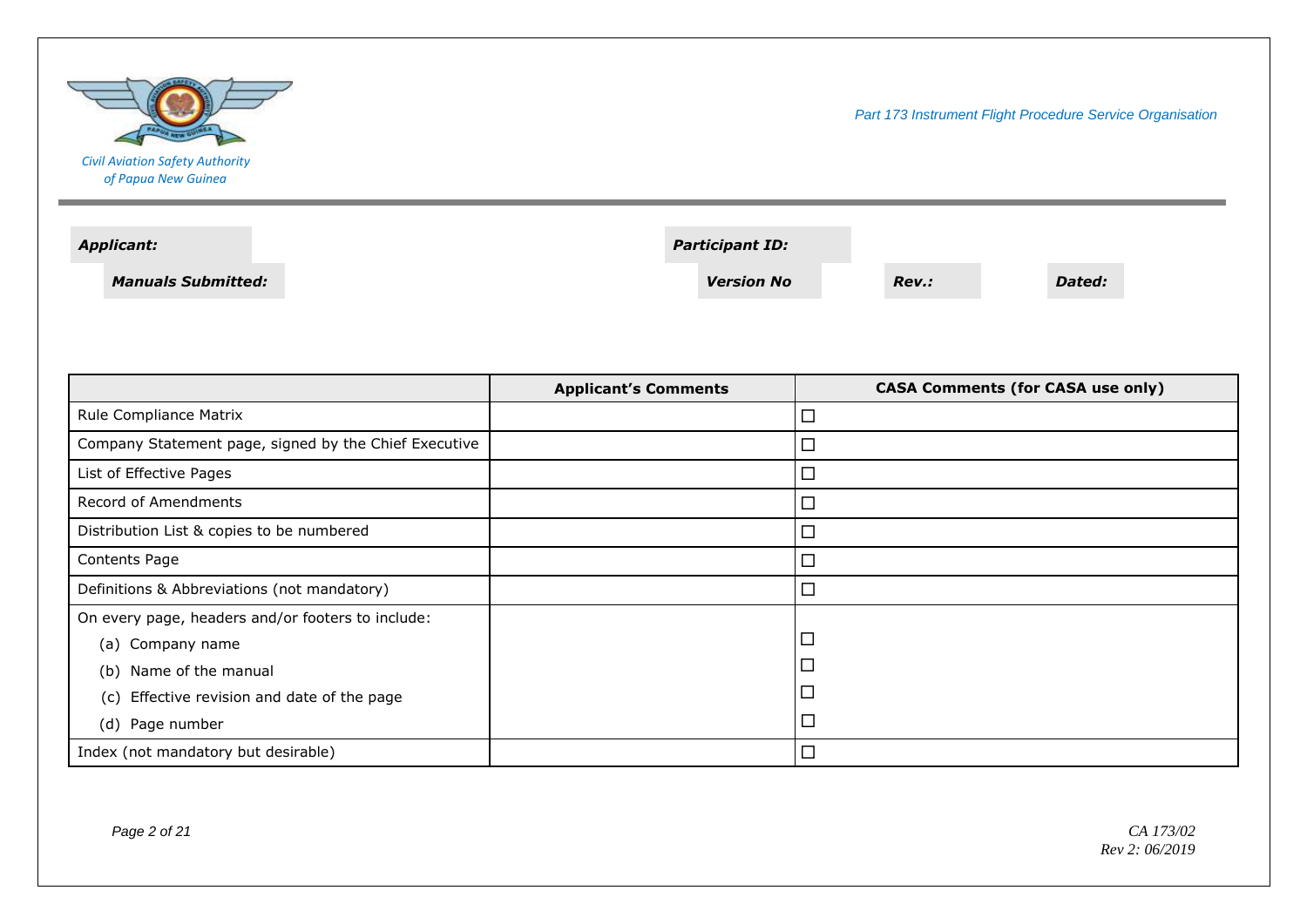Civil Aviation Safety Authority of Papua New Guinea

*Part 173 Instrument Flight Procedure Service Organisation*

***Applicant:*** ***Participant ID:***

***Manuals Submitted:*** ***Version No*** ***Rev.:*** ***Dated:***

| | **Applicant's Comments** | **CASA Comments (for CASA use only)** |
|---|---|---|
| Rule Compliance Matrix | | ☐ |
| Company Statement page, signed by the Chief Executive | | ☐ |
| List of Effective Pages | | ☐ |
| Record of Amendments | | ☐ |
| Distribution List & copies to be numbered | | ☐ |
| Contents Page | | ☐ |
| Definitions & Abbreviations (not mandatory) | | ☐ |
| On every page, headers and/or footers to include: | | |
| (a) Company name | | ☐ |
| (b) Name of the manual | | ☐ |
| (c) Effective revision and date of the page | | ☐ |
| (d) Page number | | ☐ |
| Index (not mandatory but desirable) | | ☐ |

*CA 173/02*
*Rev 2: 06/2019*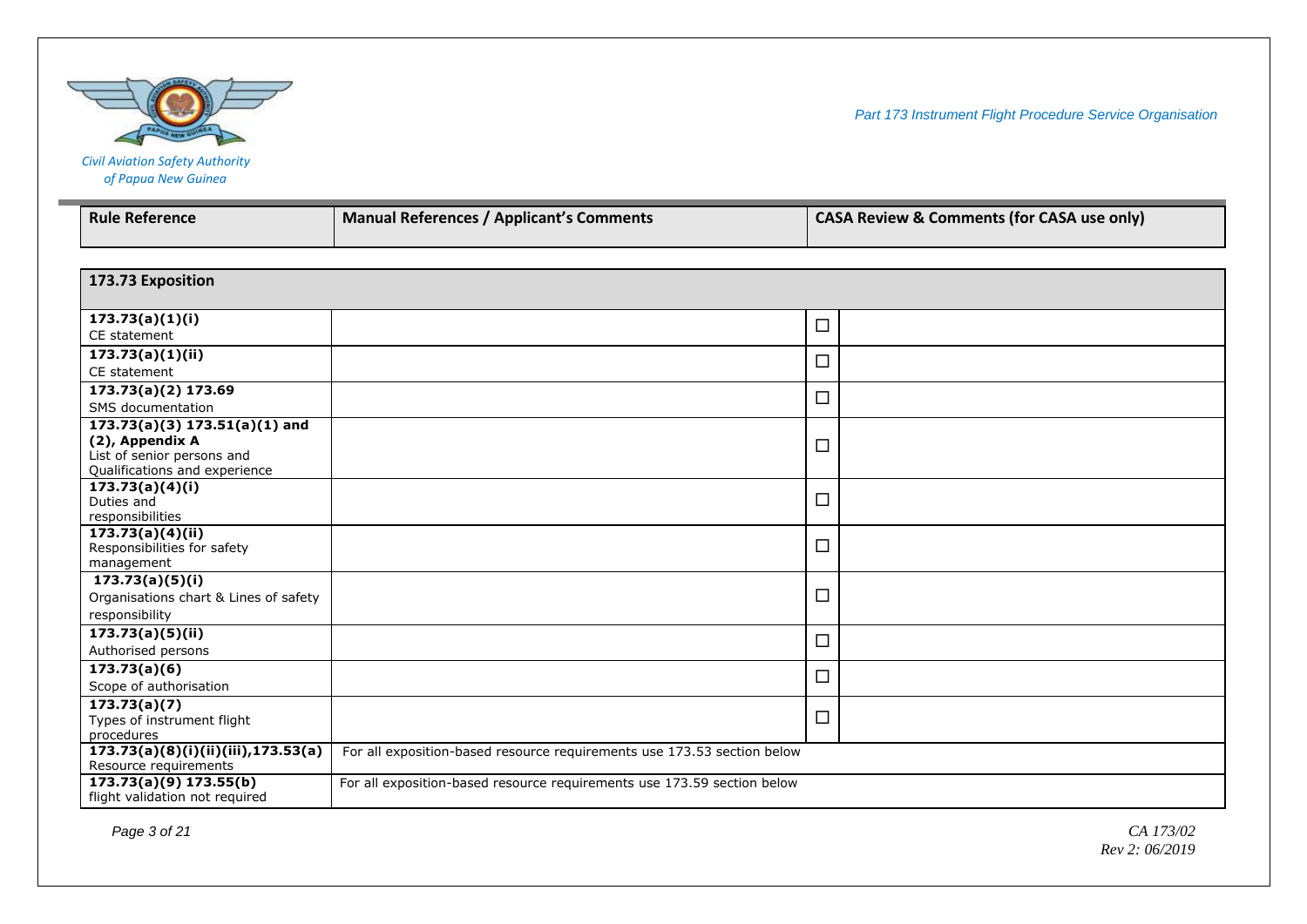| Rule Reference | Manual References / Applicant's Comments | | CASA Review & Comments (for CASA use only) |
|---|---|---|---|
| **173.73 Exposition** | | | |
| **173.73(a)(1)(i)** CE statement | | ☐ | |
| **173.73(a)(1)(ii)** CE statement | | ☐ | |
| **173.73(a)(2) 173.69** SMS documentation | | ☐ | |
| **173.73(a)(3) 173.51(a)(1) and (2), Appendix A** List of senior persons and Qualifications and experience | | ☐ | |
| **173.73(a)(4)(i)** Duties and responsibilities | | ☐ | |
| **173.73(a)(4)(ii)** Responsibilities for safety management | | ☐ | |
| **173.73(a)(5)(i)** Organisations chart & Lines of safety responsibility | | ☐ | |
| **173.73(a)(5)(ii)** Authorised persons | | ☐ | |
| **173.73(a)(6)** Scope of authorisation | | ☐ | |
| **173.73(a)(7)** Types of instrument flight procedures | | ☐ | |
| **173.73(a)(8)(i)(ii)(iii),173.53(a)** Resource requirements | For all exposition-based resource requirements use 173.53 section below | | |
| **173.73(a)(9) 173.55(b)** flight validation not required | For all exposition-based resource requirements use 173.59 section below | | |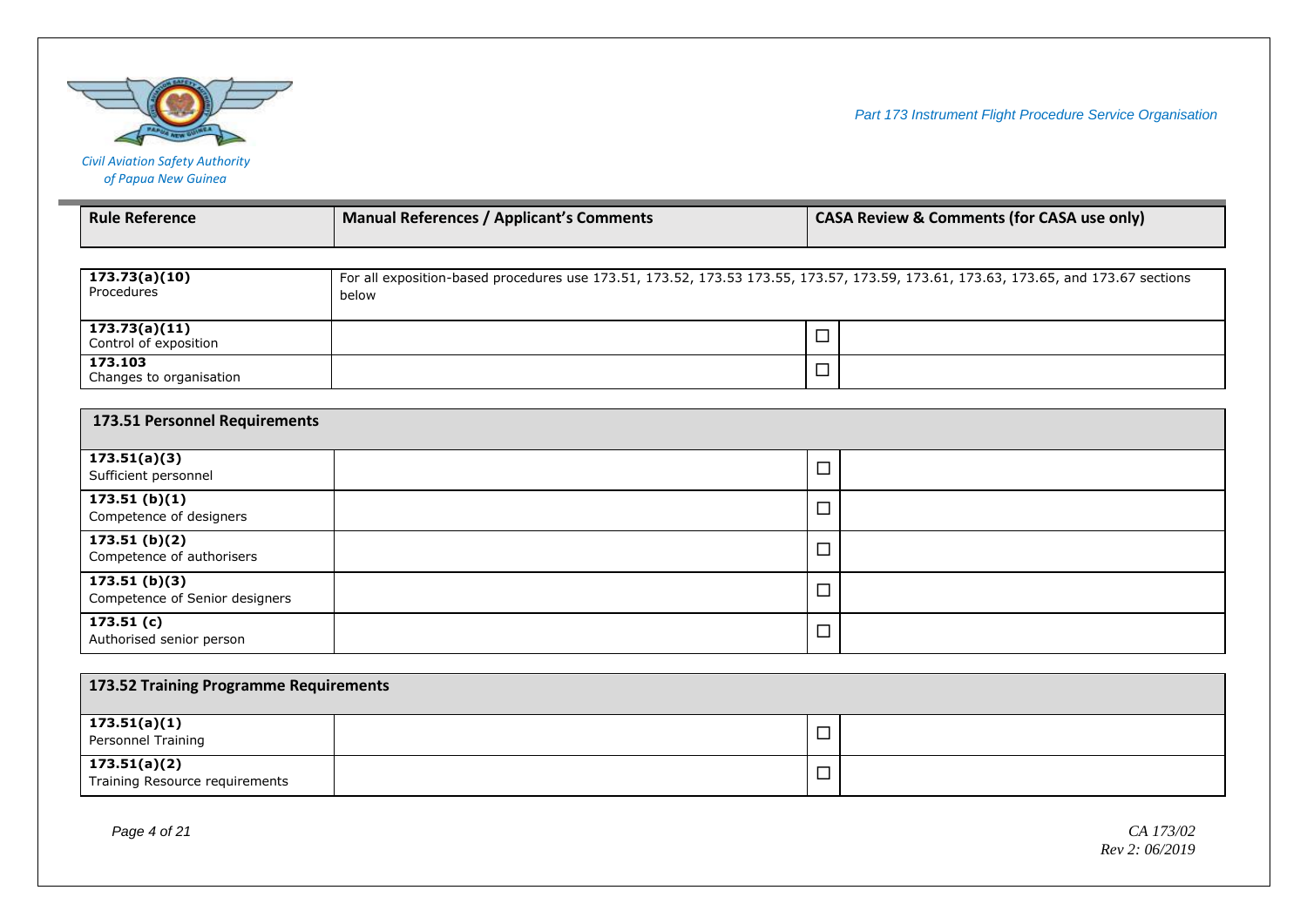| Rule Reference | Manual References / Applicant's Comments | | CASA Review & Comments (for CASA use only) |
|---|---|---|---|
| **173.73(a)(10)**<br>Procedures | For all exposition-based procedures use 173.51, 173.52, 173.53 173.55, 173.57, 173.59, 173.61, 173.63, 173.65, and 173.67 sections below | | |
| **173.73(a)(11)**<br>Control of exposition | | ☐ | |
| **173.103**<br>Changes to organisation | | ☐ | |
| **173.51 Personnel Requirements** | | | |
| **173.51(a)(3)**<br>Sufficient personnel | | ☐ | |
| **173.51 (b)(1)**<br>Competence of designers | | ☐ | |
| **173.51 (b)(2)**<br>Competence of authorisers | | ☐ | |
| **173.51 (b)(3)**<br>Competence of Senior designers | | ☐ | |
| **173.51 (c)**<br>Authorised senior person | | ☐ | |
| **173.52 Training Programme Requirements** | | | |
| **173.51(a)(1)**<br>Personnel Training | | ☐ | |
| **173.51(a)(2)**<br>Training Resource requirements | | ☐ | |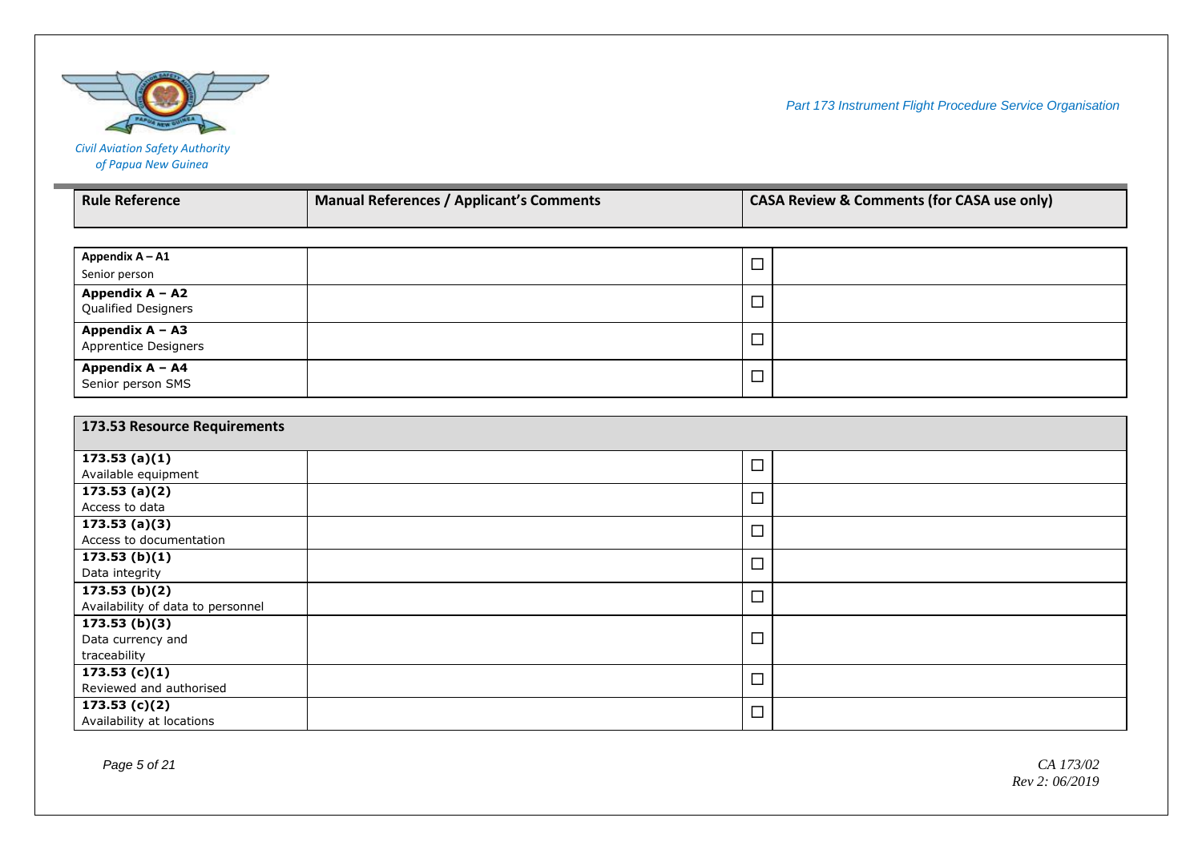| Rule Reference | Manual References / Applicant's Comments | CASA Review & Comments (for CASA use only) | |
|---|---|---|---|
| **Appendix A – A1**<br>Senior person | | ☐ | |
| **Appendix A – A2**<br>Qualified Designers | | ☐ | |
| **Appendix A – A3**<br>Apprentice Designers | | ☐ | |
| **Appendix A – A4**<br>Senior person SMS | | ☐ | |

| 173.53 Resource Requirements | | | |
|---|---|---|---|
| **173.53 (a)(1)**<br>Available equipment | | ☐ | |
| **173.53 (a)(2)**<br>Access to data | | ☐ | |
| **173.53 (a)(3)**<br>Access to documentation | | ☐ | |
| **173.53 (b)(1)**<br>Data integrity | | ☐ | |
| **173.53 (b)(2)**<br>Availability of data to personnel | | ☐ | |
| **173.53 (b)(3)**<br>Data currency and traceability | | ☐ | |
| **173.53 (c)(1)**<br>Reviewed and authorised | | ☐ | |
| **173.53 (c)(2)**<br>Availability at locations | | ☐ | |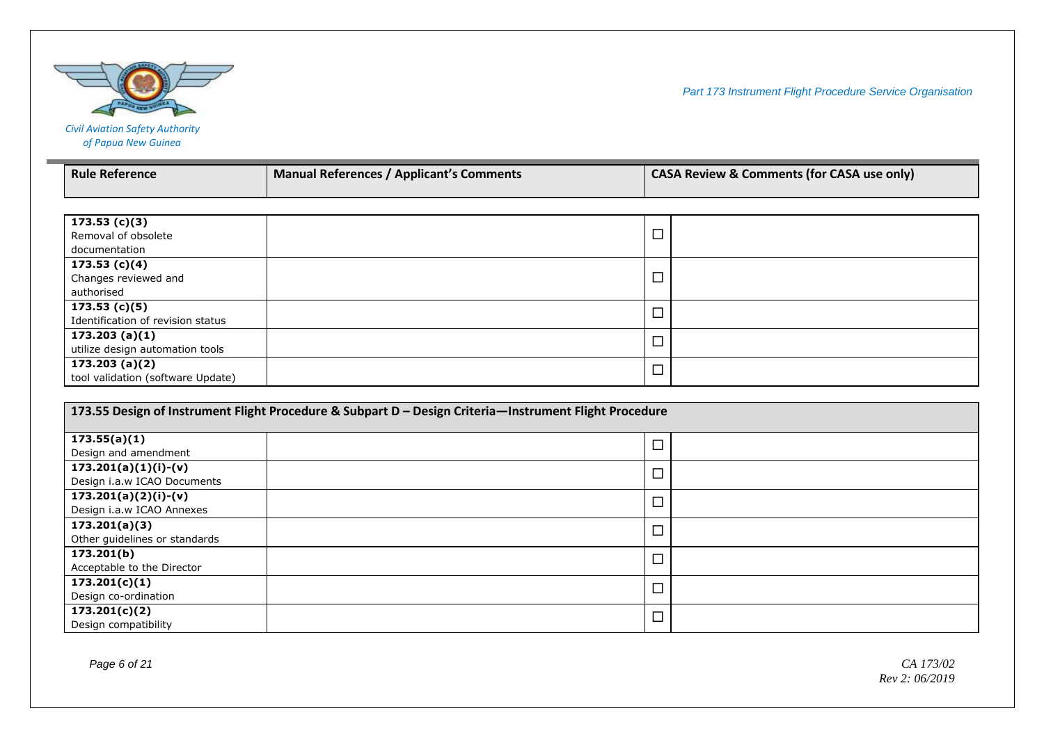| Rule Reference | Manual References / Applicant's Comments | CASA Review & Comments (for CASA use only) | |
|---|---|---|---|
| **173.53 (c)(3)**<br>Removal of obsolete documentation | | ☐ | |
| **173.53 (c)(4)**<br>Changes reviewed and authorised | | ☐ | |
| **173.53 (c)(5)**<br>Identification of revision status | | ☐ | |
| **173.203 (a)(1)**<br>utilize design automation tools | | ☐ | |
| **173.203 (a)(2)**<br>tool validation (software Update) | | ☐ | |

| 173.55 Design of Instrument Flight Procedure & Subpart D – Design Criteria—Instrument Flight Procedure | | | |
|---|---|---|---|
| **173.55(a)(1)**<br>Design and amendment | | ☐ | |
| **173.201(a)(1)(i)-(v)**<br>Design i.a.w ICAO Documents | | ☐ | |
| **173.201(a)(2)(i)-(v)**<br>Design i.a.w ICAO Annexes | | ☐ | |
| **173.201(a)(3)**<br>Other guidelines or standards | | ☐ | |
| **173.201(b)**<br>Acceptable to the Director | | ☐ | |
| **173.201(c)(1)**<br>Design co-ordination | | ☐ | |
| **173.201(c)(2)**<br>Design compatibility | | ☐ | |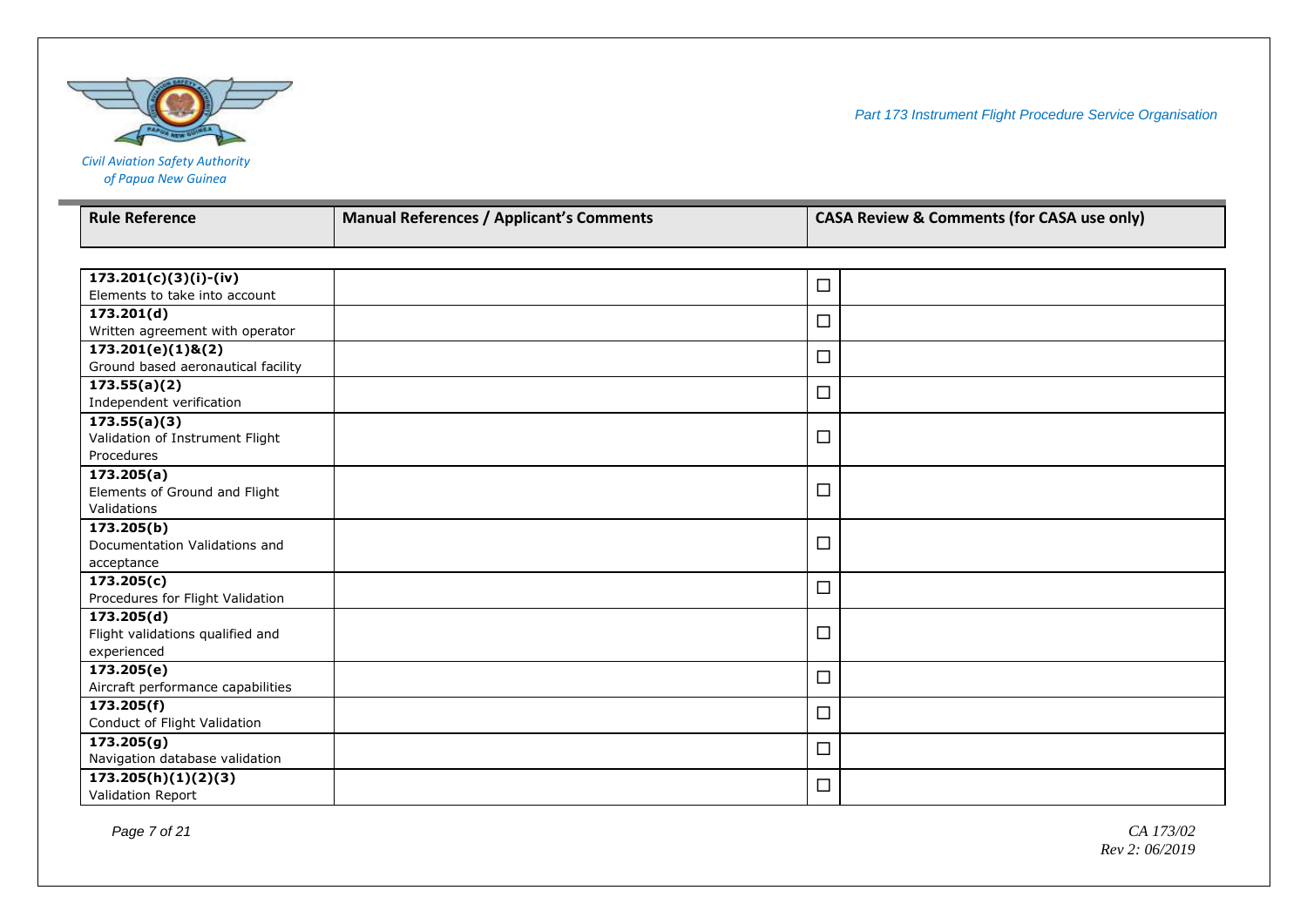| Rule Reference | Manual References / Applicant's Comments | CASA Review & Comments (for CASA use only) | |
|---|---|---|---|
| **173.201(c)(3)(i)-(iv)**<br>Elements to take into account | | ☐ | |
| **173.201(d)**<br>Written agreement with operator | | ☐ | |
| **173.201(e)(1)&(2)**<br>Ground based aeronautical facility | | ☐ | |
| **173.55(a)(2)**<br>Independent verification | | ☐ | |
| **173.55(a)(3)**<br>Validation of Instrument Flight Procedures | | ☐ | |
| **173.205(a)**<br>Elements of Ground and Flight Validations | | ☐ | |
| **173.205(b)**<br>Documentation Validations and acceptance | | ☐ | |
| **173.205(c)**<br>Procedures for Flight Validation | | ☐ | |
| **173.205(d)**<br>Flight validations qualified and experienced | | ☐ | |
| **173.205(e)**<br>Aircraft performance capabilities | | ☐ | |
| **173.205(f)**<br>Conduct of Flight Validation | | ☐ | |
| **173.205(g)**<br>Navigation database validation | | ☐ | |
| **173.205(h)(1)(2)(3)**<br>Validation Report | | ☐ | |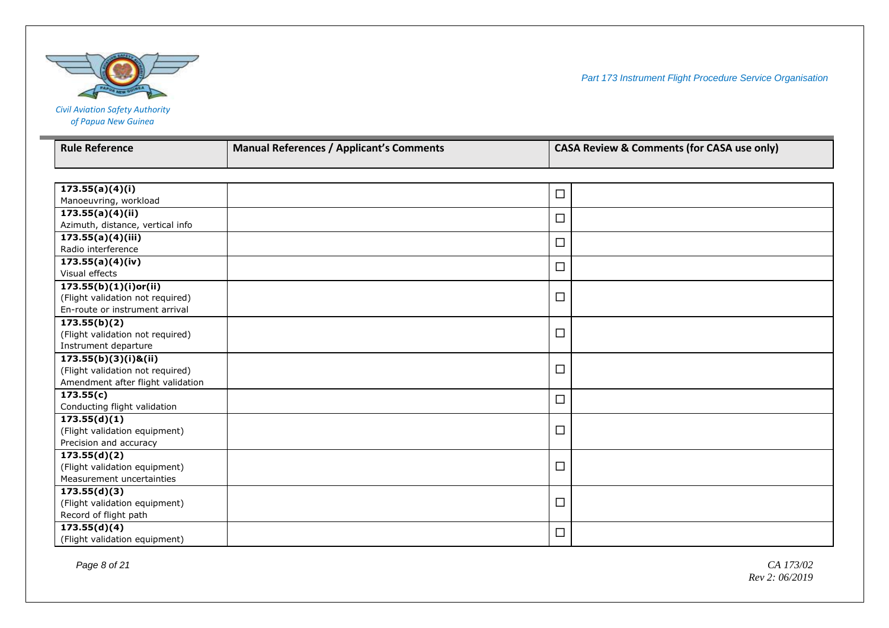| Rule Reference | Manual References / Applicant's Comments | CASA Review & Comments (for CASA use only) | |
|---|---|---|---|
| **173.55(a)(4)(i)**<br>Manoeuvring, workload | | ☐ | |
| **173.55(a)(4)(ii)**<br>Azimuth, distance, vertical info | | ☐ | |
| **173.55(a)(4)(iii)**<br>Radio interference | | ☐ | |
| **173.55(a)(4)(iv)**<br>Visual effects | | ☐ | |
| **173.55(b)(1)(i)or(ii)**<br>(Flight validation not required)<br>En-route or instrument arrival | | ☐ | |
| **173.55(b)(2)**<br>(Flight validation not required)<br>Instrument departure | | ☐ | |
| **173.55(b)(3)(i)&(ii)**<br>(Flight validation not required)<br>Amendment after flight validation | | ☐ | |
| **173.55(c)**<br>Conducting flight validation | | ☐ | |
| **173.55(d)(1)**<br>(Flight validation equipment)<br>Precision and accuracy | | ☐ | |
| **173.55(d)(2)**<br>(Flight validation equipment)<br>Measurement uncertainties | | ☐ | |
| **173.55(d)(3)**<br>(Flight validation equipment)<br>Record of flight path | | ☐ | |
| **173.55(d)(4)**<br>(Flight validation equipment) | | ☐ | |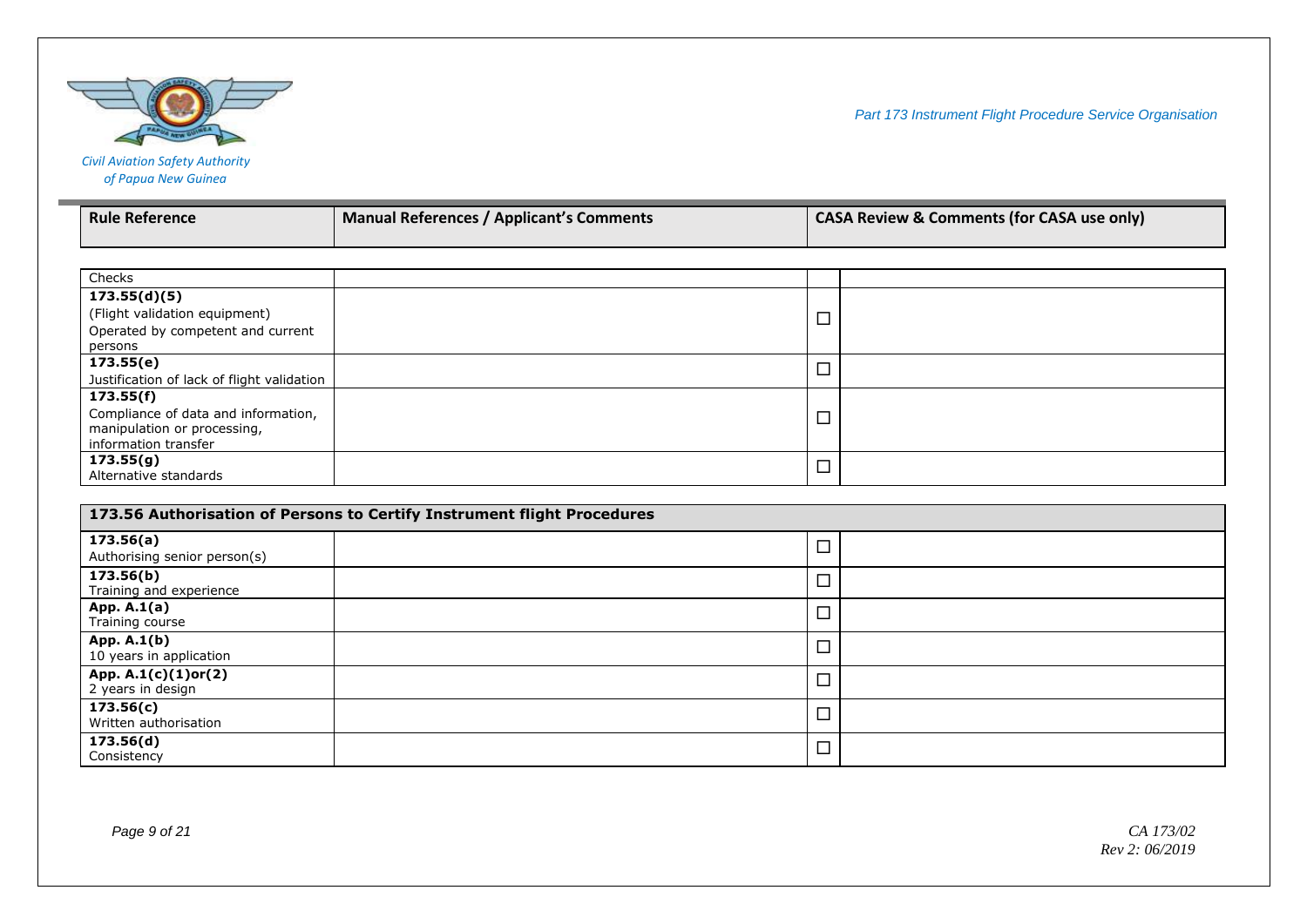| Rule Reference | Manual References / Applicant's Comments | | CASA Review & Comments (for CASA use only) |
|---|---|---|---|
| Checks | | | |
| **173.55(d)(5)**<br>(Flight validation equipment)<br>Operated by competent and current persons | | ☐ | |
| **173.55(e)**<br>Justification of lack of flight validation | | ☐ | |
| **173.55(f)**<br>Compliance of data and information, manipulation or processing, information transfer | | ☐ | |
| **173.55(g)**<br>Alternative standards | | ☐ | |

| **173.56 Authorisation of Persons to Certify Instrument flight Procedures** | | | |
|---|---|---|---|
| **173.56(a)**<br>Authorising senior person(s) | | ☐ | |
| **173.56(b)**<br>Training and experience | | ☐ | |
| **App. A.1(a)**<br>Training course | | ☐ | |
| **App. A.1(b)**<br>10 years in application | | ☐ | |
| **App. A.1(c)(1)or(2)**<br>2 years in design | | ☐ | |
| **173.56(c)**<br>Written authorisation | | ☐ | |
| **173.56(d)**<br>Consistency | | ☐ | |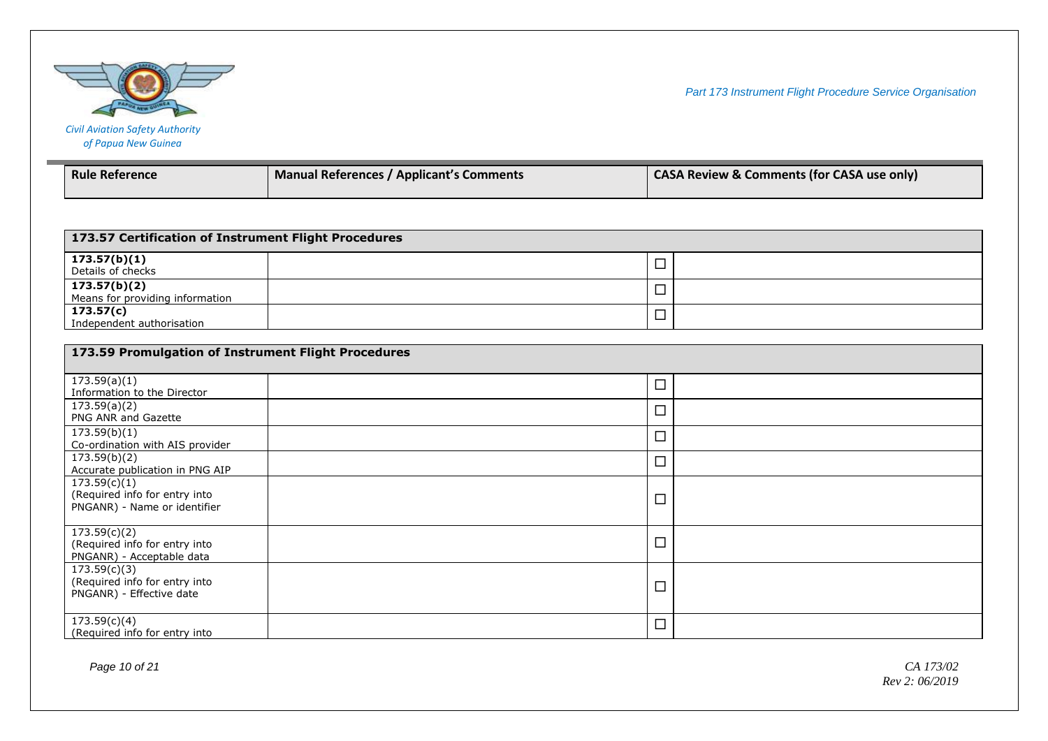| Rule Reference | Manual References / Applicant's Comments | | CASA Review & Comments (for CASA use only) |
|---|---|---|---|

| **173.57 Certification of Instrument Flight Procedures** | | | |
|---|---|---|---|
| **173.57(b)(1)** Details of checks | | ☐ | |
| **173.57(b)(2)** Means for providing information | | ☐ | |
| **173.57(c)** Independent authorisation | | ☐ | |

| **173.59 Promulgation of Instrument Flight Procedures** | | | |
|---|---|---|---|
| 173.59(a)(1) Information to the Director | | ☐ | |
| 173.59(a)(2) PNG ANR and Gazette | | ☐ | |
| 173.59(b)(1) Co-ordination with AIS provider | | ☐ | |
| 173.59(b)(2) Accurate publication in PNG AIP | | ☐ | |
| 173.59(c)(1) (Required info for entry into PNGANR) - Name or identifier | | ☐ | |
| 173.59(c)(2) (Required info for entry into PNGANR) - Acceptable data | | ☐ | |
| 173.59(c)(3) (Required info for entry into PNGANR) - Effective date | | ☐ | |
| 173.59(c)(4) (Required info for entry into | | ☐ | |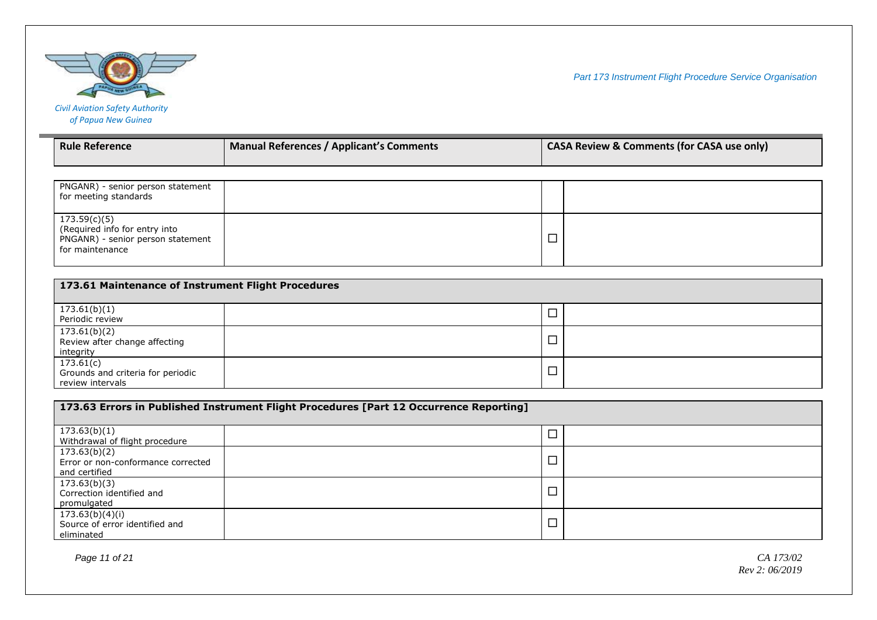| Rule Reference | Manual References / Applicant's Comments | | CASA Review & Comments (for CASA use only) |
|---|---|---|---|
| PNGANR) - senior person statement for meeting standards | | | |
| 173.59(c)(5)<br>(Required info for entry into PNGANR) - senior person statement for maintenance | | ☐ | |

| 173.61 Maintenance of Instrument Flight Procedures | | | |
|---|---|---|---|
| 173.61(b)(1)<br>Periodic review | | ☐ | |
| 173.61(b)(2)<br>Review after change affecting integrity | | ☐ | |
| 173.61(c)<br>Grounds and criteria for periodic review intervals | | ☐ | |

| 173.63 Errors in Published Instrument Flight Procedures [Part 12 Occurrence Reporting] | | | |
|---|---|---|---|
| 173.63(b)(1)<br>Withdrawal of flight procedure | | ☐ | |
| 173.63(b)(2)<br>Error or non-conformance corrected and certified | | ☐ | |
| 173.63(b)(3)<br>Correction identified and promulgated | | ☐ | |
| 173.63(b)(4)(i)<br>Source of error identified and eliminated | | ☐ | |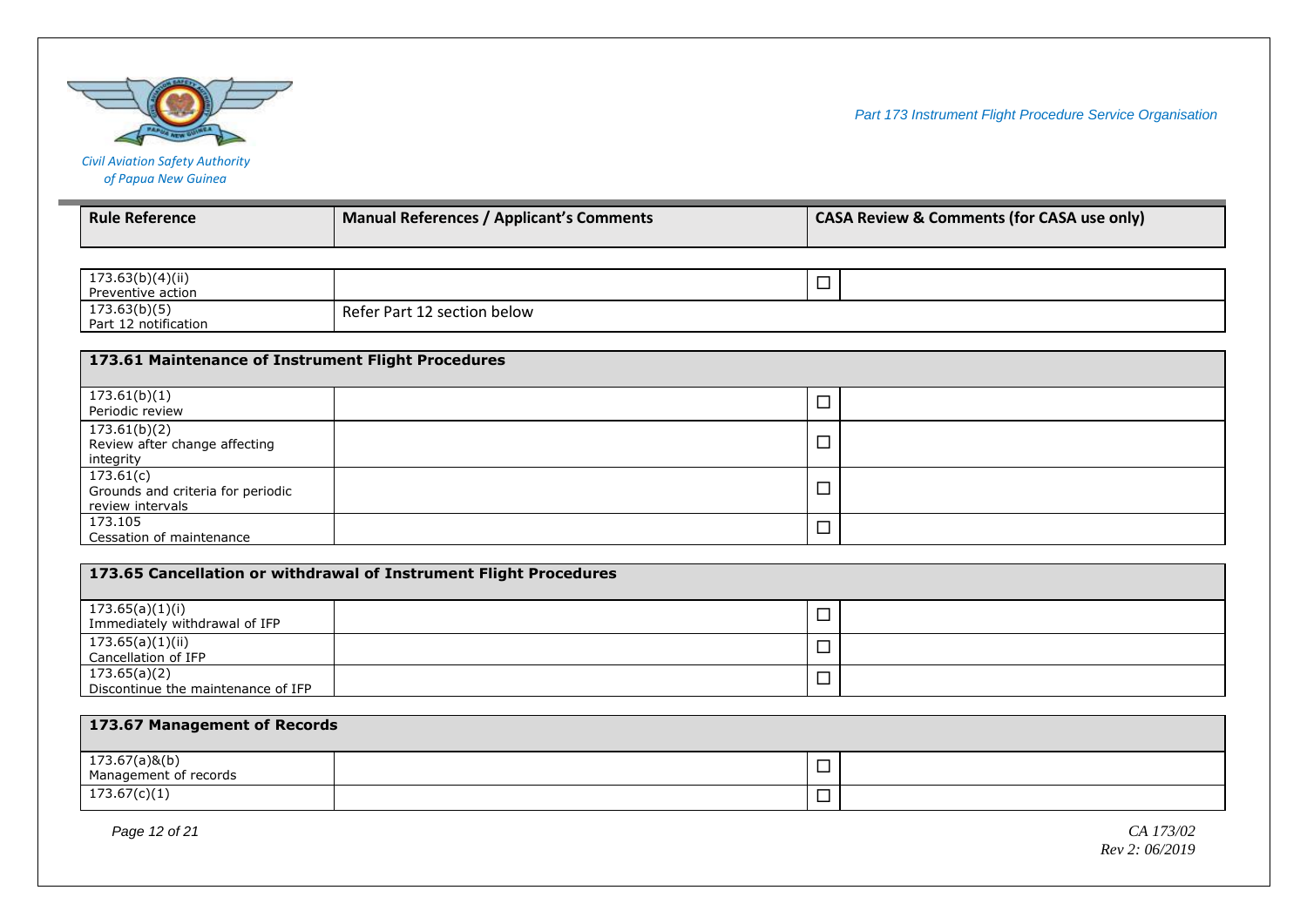| Rule Reference | Manual References / Applicant's Comments | | CASA Review & Comments (for CASA use only) |
|---|---|---|---|
| 173.63(b)(4)(ii) Preventive action | | ☐ | |
| 173.63(b)(5) Part 12 notification | Refer Part 12 section below | | |

| 173.61 Maintenance of Instrument Flight Procedures | | | |
|---|---|---|---|
| 173.61(b)(1) Periodic review | | ☐ | |
| 173.61(b)(2) Review after change affecting integrity | | ☐ | |
| 173.61(c) Grounds and criteria for periodic review intervals | | ☐ | |
| 173.105 Cessation of maintenance | | ☐ | |

| 173.65 Cancellation or withdrawal of Instrument Flight Procedures | | | |
|---|---|---|---|
| 173.65(a)(1)(i) Immediately withdrawal of IFP | | ☐ | |
| 173.65(a)(1)(ii) Cancellation of IFP | | ☐ | |
| 173.65(a)(2) Discontinue the maintenance of IFP | | ☐ | |

| 173.67 Management of Records | | | |
|---|---|---|---|
| 173.67(a)&(b) Management of records | | ☐ | |
| 173.67(c)(1) | | ☐ | |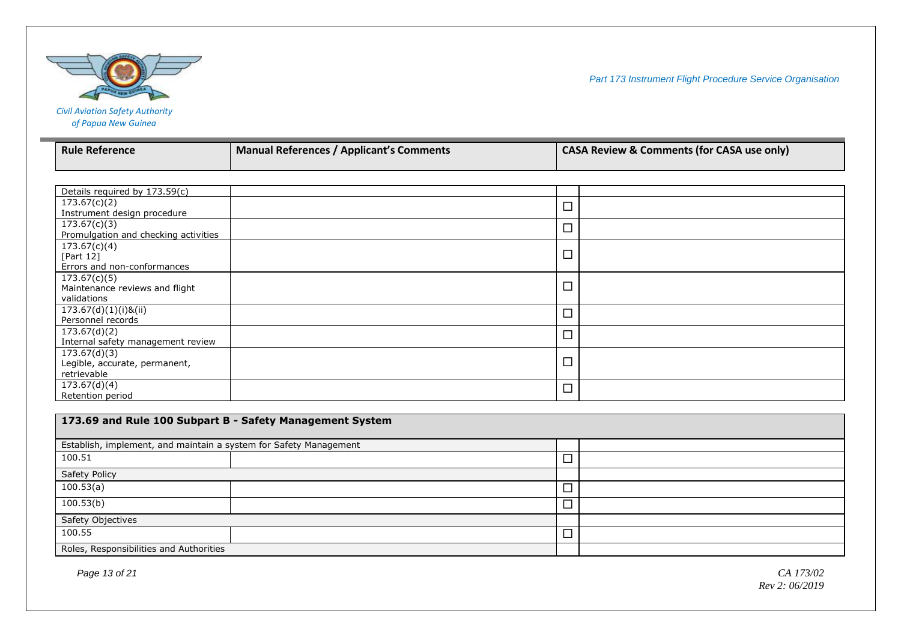| Rule Reference | Manual References / Applicant's Comments | | CASA Review & Comments (for CASA use only) |
|---|---|---|---|
| Details required by 173.59(c) | | | |
| 173.67(c)(2) Instrument design procedure | | ☐ | |
| 173.67(c)(3) Promulgation and checking activities | | ☐ | |
| 173.67(c)(4) [Part 12] Errors and non-conformances | | ☐ | |
| 173.67(c)(5) Maintenance reviews and flight validations | | ☐ | |
| 173.67(d)(1)(i)&(ii) Personnel records | | ☐ | |
| 173.67(d)(2) Internal safety management review | | ☐ | |
| 173.67(d)(3) Legible, accurate, permanent, retrievable | | ☐ | |
| 173.67(d)(4) Retention period | | ☐ | |

| 173.69 and Rule 100 Subpart B - Safety Management System | | | |
|---|---|---|---|
| Establish, implement, and maintain a system for Safety Management | | | |
| 100.51 | | ☐ | |
| Safety Policy | | | |
| 100.53(a) | | ☐ | |
| 100.53(b) | | ☐ | |
| Safety Objectives | | | |
| 100.55 | | ☐ | |
| Roles, Responsibilities and Authorities | | | |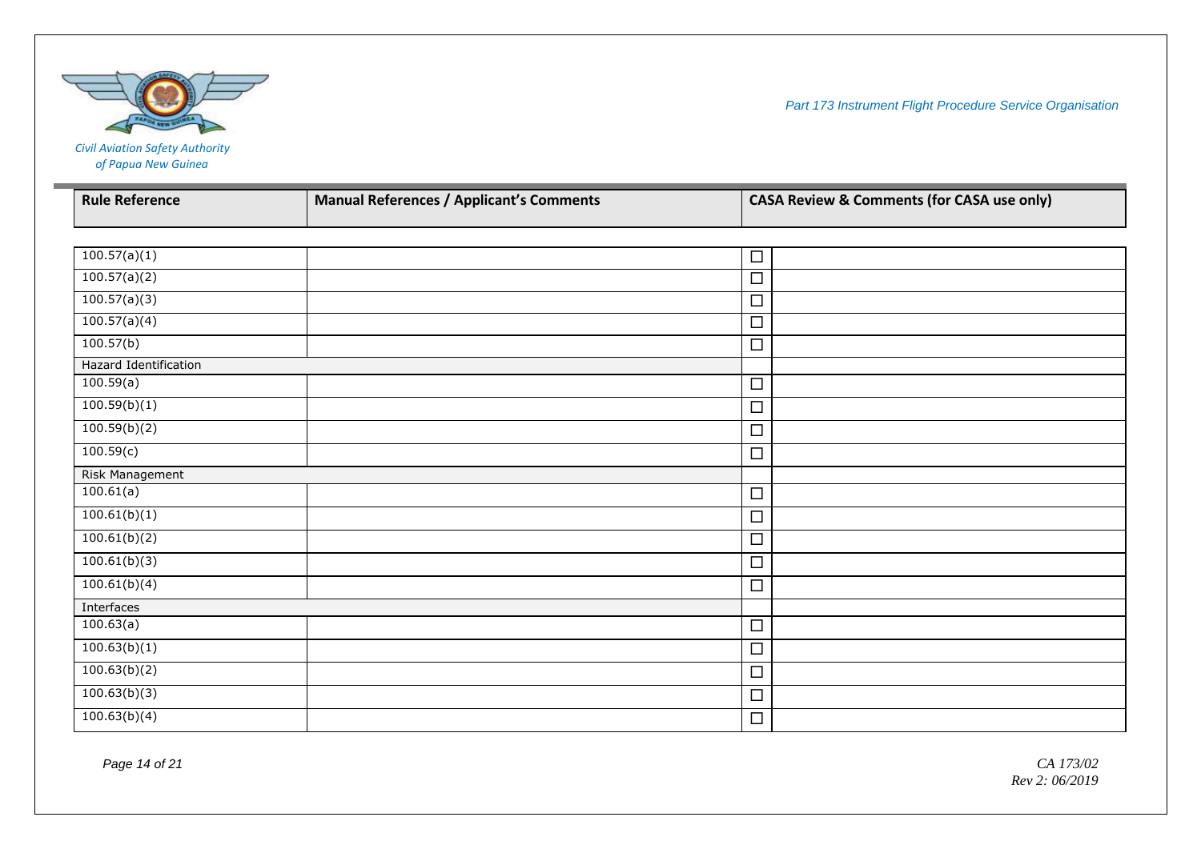| Rule Reference | Manual References / Applicant's Comments | CASA Review & Comments (for CASA use only) | |
|---|---|---|---|
| 100.57(a)(1) | | ☐ | |
| 100.57(a)(2) | | ☐ | |
| 100.57(a)(3) | | ☐ | |
| 100.57(a)(4) | | ☐ | |
| 100.57(b) | | ☐ | |
| Hazard Identification | | | |
| 100.59(a) | | ☐ | |
| 100.59(b)(1) | | ☐ | |
| 100.59(b)(2) | | ☐ | |
| 100.59(c) | | ☐ | |
| Risk Management | | | |
| 100.61(a) | | ☐ | |
| 100.61(b)(1) | | ☐ | |
| 100.61(b)(2) | | ☐ | |
| 100.61(b)(3) | | ☐ | |
| 100.61(b)(4) | | ☐ | |
| Interfaces | | | |
| 100.63(a) | | ☐ | |
| 100.63(b)(1) | | ☐ | |
| 100.63(b)(2) | | ☐ | |
| 100.63(b)(3) | | ☐ | |
| 100.63(b)(4) | | ☐ | |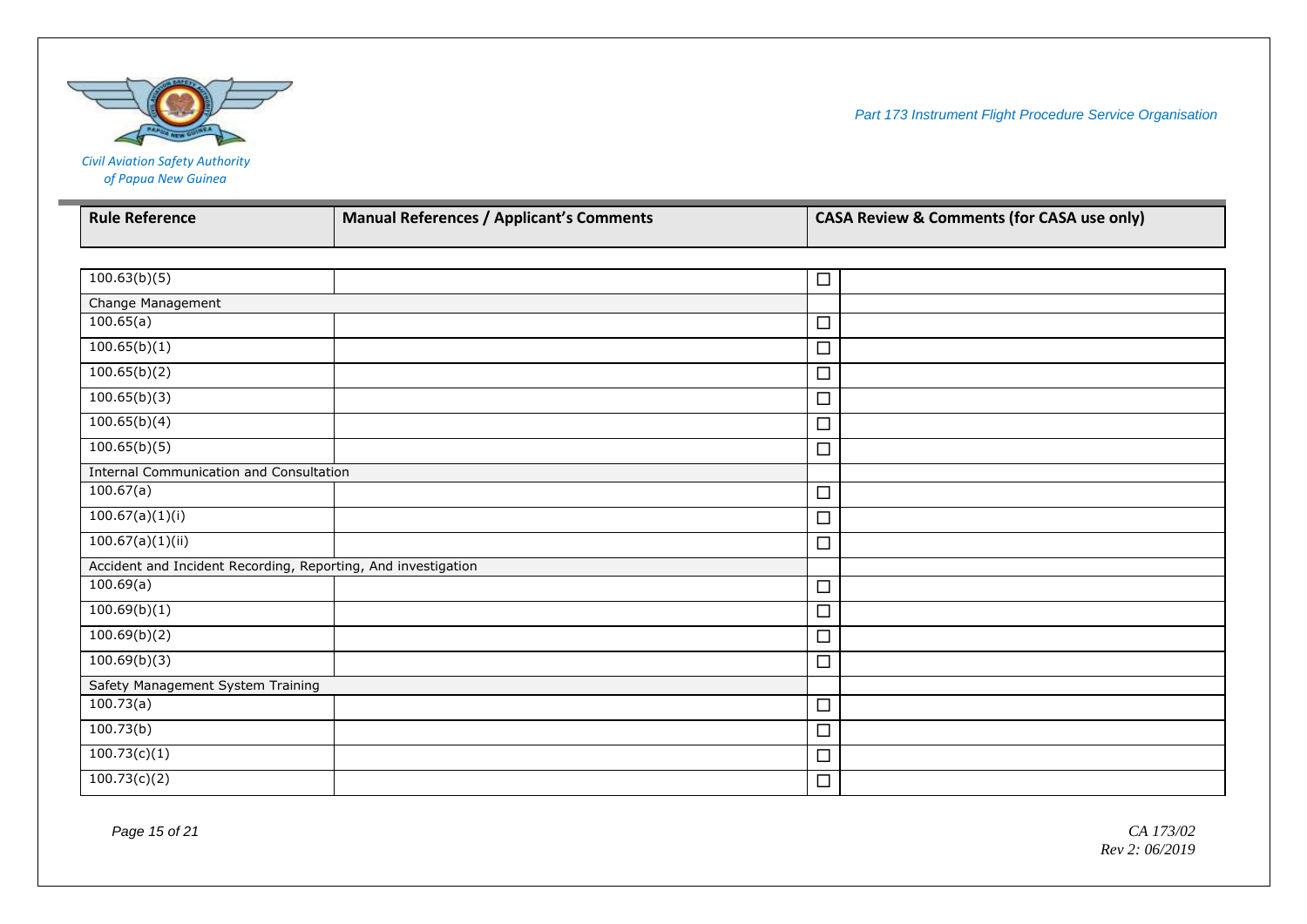| Rule Reference | Manual References / Applicant's Comments | CASA Review & Comments (for CASA use only) | |
|---|---|---|---|
| 100.63(b)(5) | | ☐ | |
| Change Management | | | |
| 100.65(a) | | ☐ | |
| 100.65(b)(1) | | ☐ | |
| 100.65(b)(2) | | ☐ | |
| 100.65(b)(3) | | ☐ | |
| 100.65(b)(4) | | ☐ | |
| 100.65(b)(5) | | ☐ | |
| Internal Communication and Consultation | | | |
| 100.67(a) | | ☐ | |
| 100.67(a)(1)(i) | | ☐ | |
| 100.67(a)(1)(ii) | | ☐ | |
| Accident and Incident Recording, Reporting, And investigation | | | |
| 100.69(a) | | ☐ | |
| 100.69(b)(1) | | ☐ | |
| 100.69(b)(2) | | ☐ | |
| 100.69(b)(3) | | ☐ | |
| Safety Management System Training | | | |
| 100.73(a) | | ☐ | |
| 100.73(b) | | ☐ | |
| 100.73(c)(1) | | ☐ | |
| 100.73(c)(2) | | ☐ | |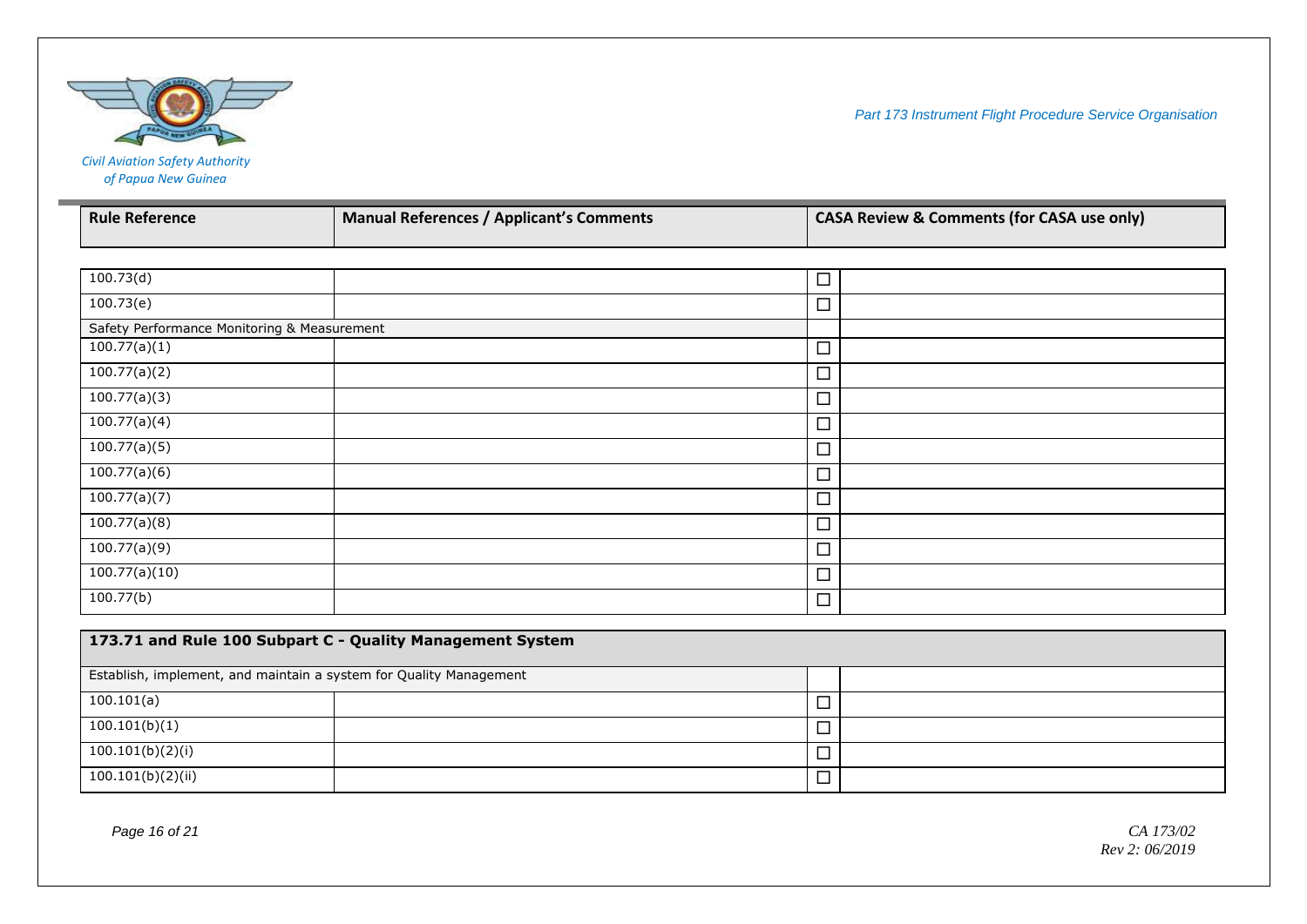| Rule Reference | Manual References / Applicant's Comments | | CASA Review & Comments (for CASA use only) |
|---|---|---|---|
| 100.73(d) | | ☐ | |
| 100.73(e) | | ☐ | |
| Safety Performance Monitoring & Measurement | | | |
| 100.77(a)(1) | | ☐ | |
| 100.77(a)(2) | | ☐ | |
| 100.77(a)(3) | | ☐ | |
| 100.77(a)(4) | | ☐ | |
| 100.77(a)(5) | | ☐ | |
| 100.77(a)(6) | | ☐ | |
| 100.77(a)(7) | | ☐ | |
| 100.77(a)(8) | | ☐ | |
| 100.77(a)(9) | | ☐ | |
| 100.77(a)(10) | | ☐ | |
| 100.77(b) | | ☐ | |

| **173.71 and Rule 100 Subpart C - Quality Management System** | | | |
|---|---|---|---|
| Establish, implement, and maintain a system for Quality Management | | | |
| 100.101(a) | | ☐ | |
| 100.101(b)(1) | | ☐ | |
| 100.101(b)(2)(i) | | ☐ | |
| 100.101(b)(2)(ii) | | ☐ | |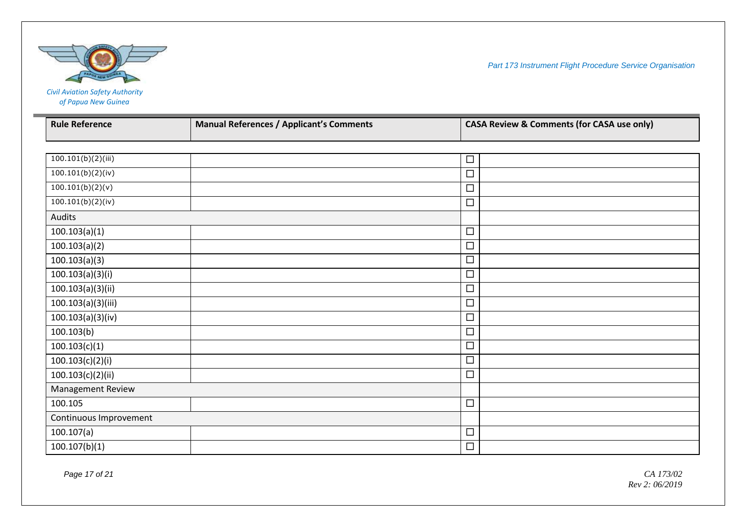| Rule Reference | Manual References / Applicant's Comments | CASA Review & Comments (for CASA use only) | |
|---|---|---|---|
| 100.101(b)(2)(iii) | | ☐ | |
| 100.101(b)(2)(iv) | | ☐ | |
| 100.101(b)(2)(v) | | ☐ | |
| 100.101(b)(2)(iv) | | ☐ | |
| Audits | | | |
| 100.103(a)(1) | | ☐ | |
| 100.103(a)(2) | | ☐ | |
| 100.103(a)(3) | | ☐ | |
| 100.103(a)(3)(i) | | ☐ | |
| 100.103(a)(3)(ii) | | ☐ | |
| 100.103(a)(3)(iii) | | ☐ | |
| 100.103(a)(3)(iv) | | ☐ | |
| 100.103(b) | | ☐ | |
| 100.103(c)(1) | | ☐ | |
| 100.103(c)(2)(i) | | ☐ | |
| 100.103(c)(2)(ii) | | ☐ | |
| Management Review | | | |
| 100.105 | | ☐ | |
| Continuous Improvement | | | |
| 100.107(a) | | ☐ | |
| 100.107(b)(1) | | ☐ | |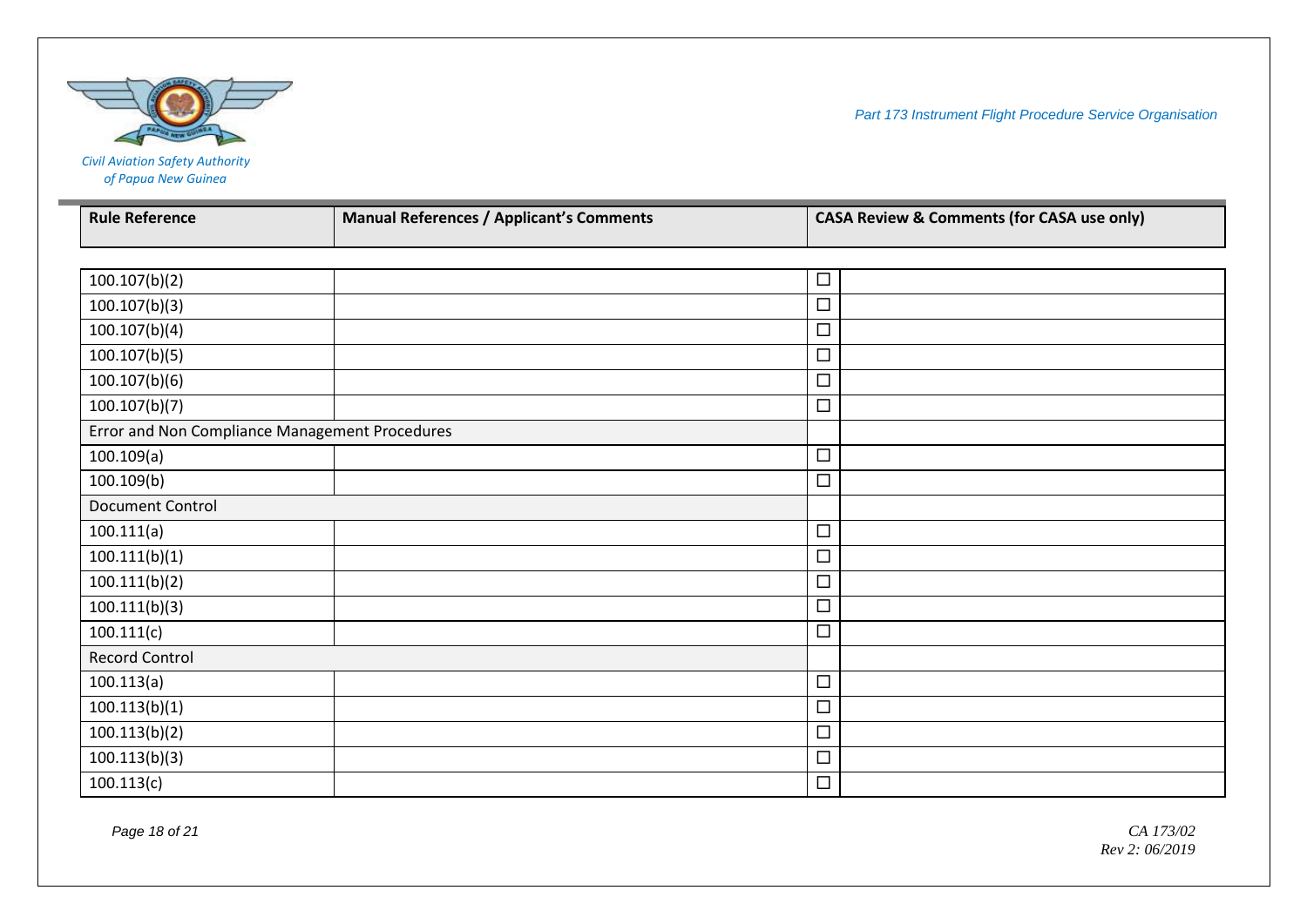| Rule Reference | Manual References / Applicant's Comments | CASA Review & Comments (for CASA use only) | |
|---|---|---|---|
| 100.107(b)(2) | | ☐ | |
| 100.107(b)(3) | | ☐ | |
| 100.107(b)(4) | | ☐ | |
| 100.107(b)(5) | | ☐ | |
| 100.107(b)(6) | | ☐ | |
| 100.107(b)(7) | | ☐ | |
| Error and Non Compliance Management Procedures | | | |
| 100.109(a) | | ☐ | |
| 100.109(b) | | ☐ | |
| Document Control | | | |
| 100.111(a) | | ☐ | |
| 100.111(b)(1) | | ☐ | |
| 100.111(b)(2) | | ☐ | |
| 100.111(b)(3) | | ☐ | |
| 100.111(c) | | ☐ | |
| Record Control | | | |
| 100.113(a) | | ☐ | |
| 100.113(b)(1) | | ☐ | |
| 100.113(b)(2) | | ☐ | |
| 100.113(b)(3) | | ☐ | |
| 100.113(c) | | ☐ | |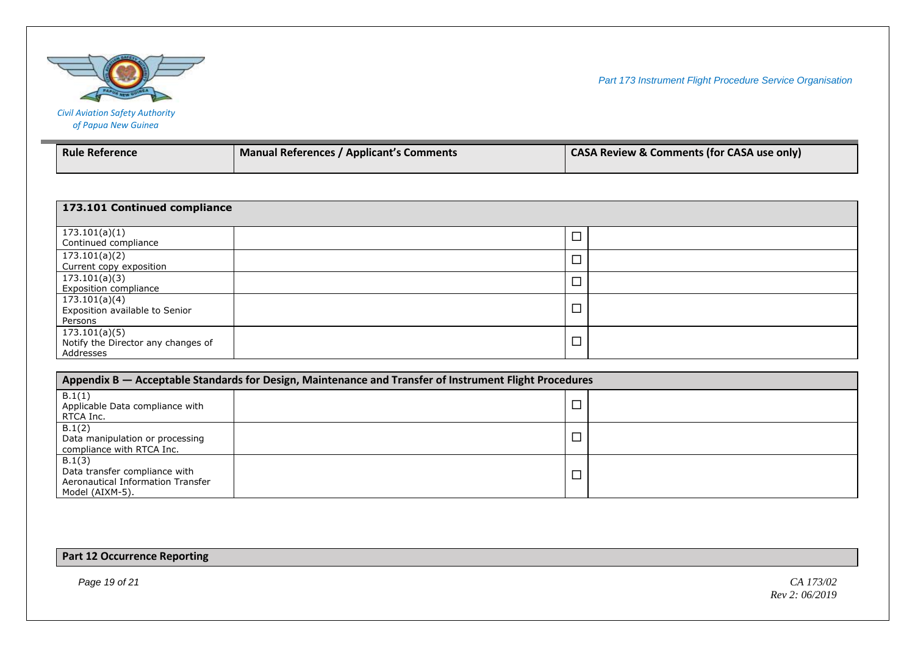| Rule Reference | Manual References / Applicant's Comments | | CASA Review & Comments (for CASA use only) |
|---|---|---|---|

| 173.101 Continued compliance | | | |
|---|---|---|---|
| 173.101(a)(1) Continued compliance | | ☐ | |
| 173.101(a)(2) Current copy exposition | | ☐ | |
| 173.101(a)(3) Exposition compliance | | ☐ | |
| 173.101(a)(4) Exposition available to Senior Persons | | ☐ | |
| 173.101(a)(5) Notify the Director any changes of Addresses | | ☐ | |

| Appendix B — Acceptable Standards for Design, Maintenance and Transfer of Instrument Flight Procedures | | | |
|---|---|---|---|
| B.1(1) Applicable Data compliance with RTCA Inc. | | ☐ | |
| B.1(2) Data manipulation or processing compliance with RTCA Inc. | | ☐ | |
| B.1(3) Data transfer compliance with Aeronautical Information Transfer Model (AIXM-5). | | ☐ | |

| Part 12 Occurrence Reporting |
|---|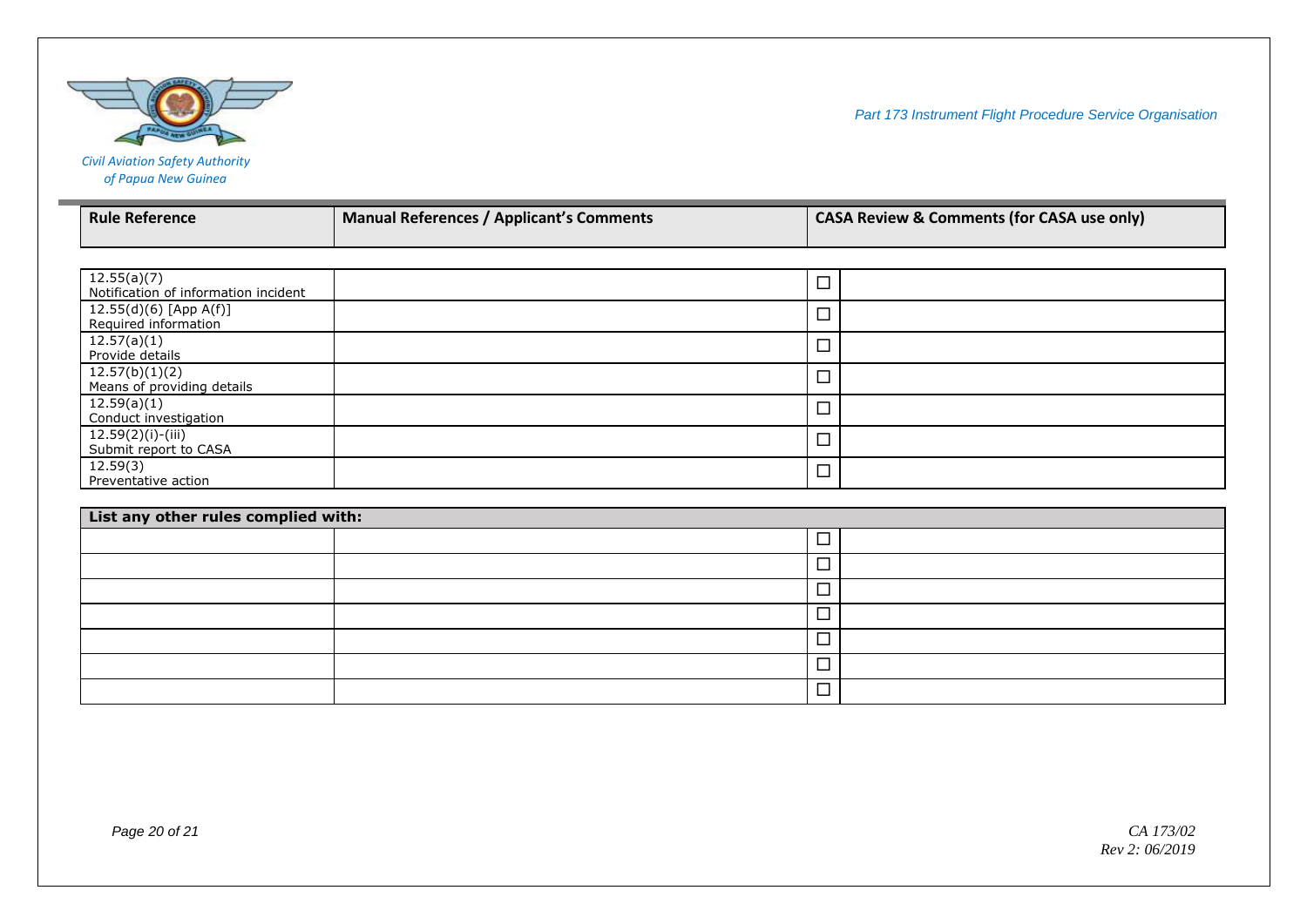| Rule Reference | Manual References / Applicant's Comments | CASA Review & Comments (for CASA use only) | |
|---|---|---|---|
| 12.55(a)(7) Notification of information incident | | ☐ | |
| 12.55(d)(6) [App A(f)] Required information | | ☐ | |
| 12.57(a)(1) Provide details | | ☐ | |
| 12.57(b)(1)(2) Means of providing details | | ☐ | |
| 12.59(a)(1) Conduct investigation | | ☐ | |
| 12.59(2)(i)-(iii) Submit report to CASA | | ☐ | |
| 12.59(3) Preventative action | | ☐ | |

| **List any other rules complied with:** | | | |
|---|---|---|---|
| | | ☐ | |
| | | ☐ | |
| | | ☐ | |
| | | ☐ | |
| | | ☐ | |
| | | ☐ | |
| | | ☐ | |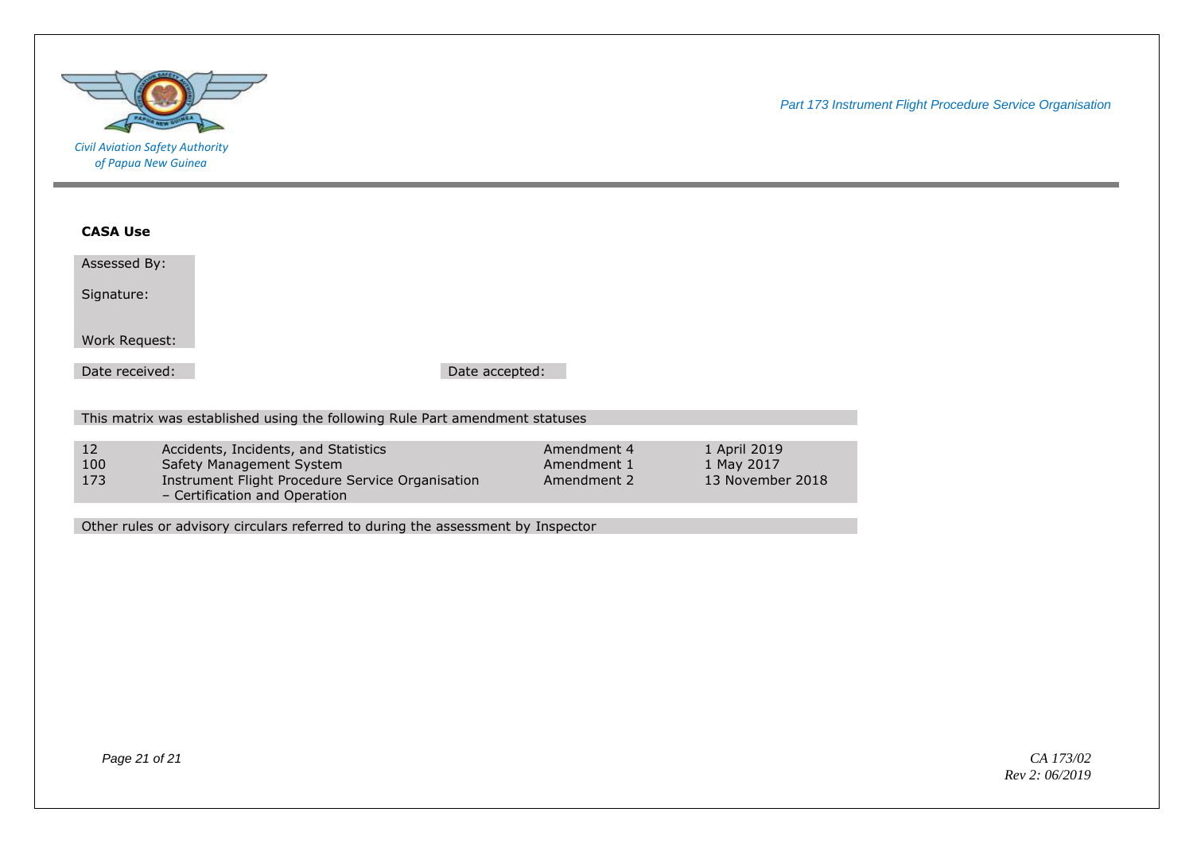**CASA Use**

Assessed By:

Signature:

Work Request:

Date received: Date accepted:

This matrix was established using the following Rule Part amendment statuses

| | | | |
|---|---|---|---|
| 12 | Accidents, Incidents, and Statistics | Amendment 4 | 1 April 2019 |
| 100 | Safety Management System | Amendment 1 | 1 May 2017 |
| 173 | Instrument Flight Procedure Service Organisation – Certification and Operation | Amendment 2 | 13 November 2018 |

Other rules or advisory circulars referred to during the assessment by Inspector